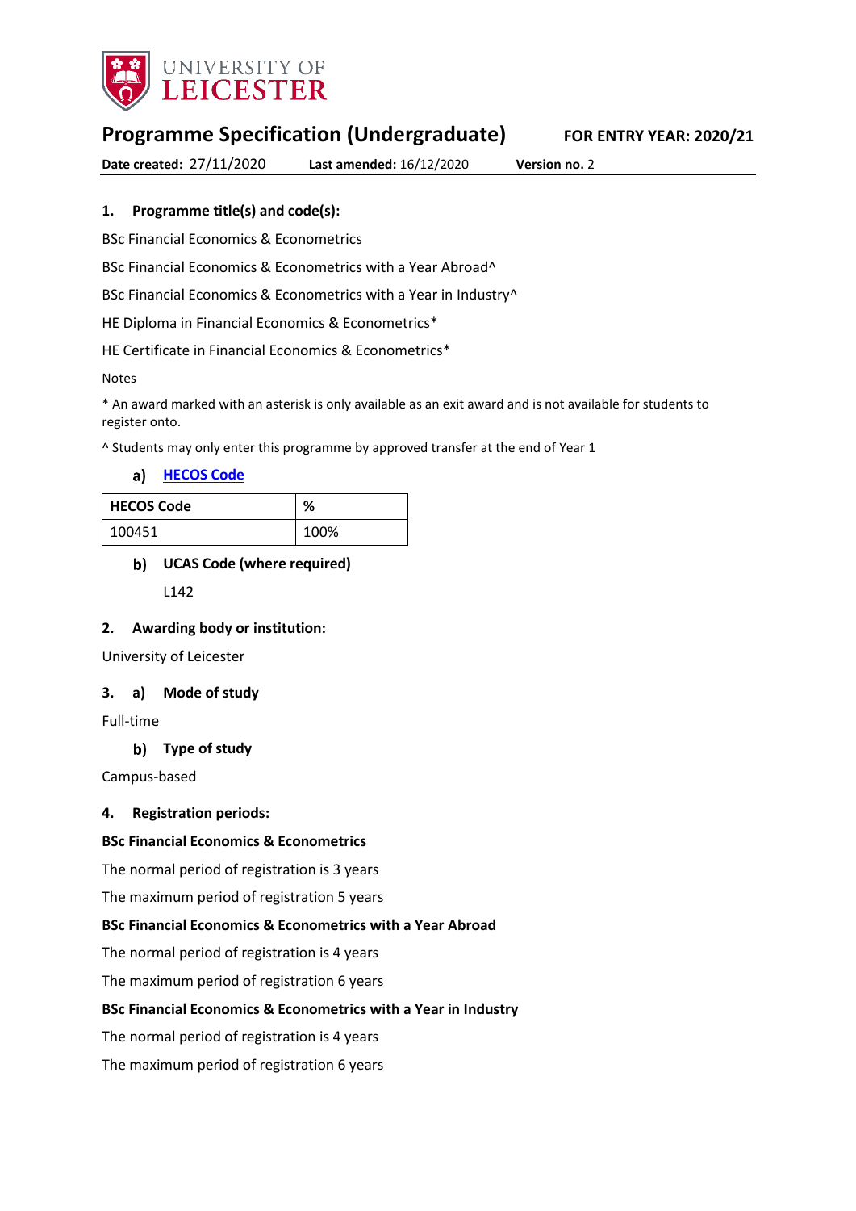UNIVERSITY OF LEICESTER

# Programme Specification (Undergraduate)

**FOR ENTRY YEAR: 2020/21**

**Date created:** 27/11/2020 **Last amended:** 16/12/2020 **Version no.** 2

## 1. Programme title(s) and code(s):

BSc Financial Economics & Econometrics

BSc Financial Economics & Econometrics with a Year Abroad^

BSc Financial Economics & Econometrics with a Year in Industry^

HE Diploma in Financial Economics & Econometrics*

HE Certificate in Financial Economics & Econometrics*

Notes

* An award marked with an asterisk is only available as an exit award and is not available for students to register onto.

^ Students may only enter this programme by approved transfer at the end of Year 1

### a) HECOS Code

| HECOS Code | % |
|---|---|
| 100451 | 100% |

### b) UCAS Code (where required)

L142

## 2. Awarding body or institution:

University of Leicester

## 3. a) Mode of study

Full-time

### b) Type of study

Campus-based

## 4. Registration periods:

**BSc Financial Economics & Econometrics**

The normal period of registration is 3 years

The maximum period of registration 5 years

**BSc Financial Economics & Econometrics with a Year Abroad**

The normal period of registration is 4 years

The maximum period of registration 6 years

**BSc Financial Economics & Econometrics with a Year in Industry**

The normal period of registration is 4 years

The maximum period of registration 6 years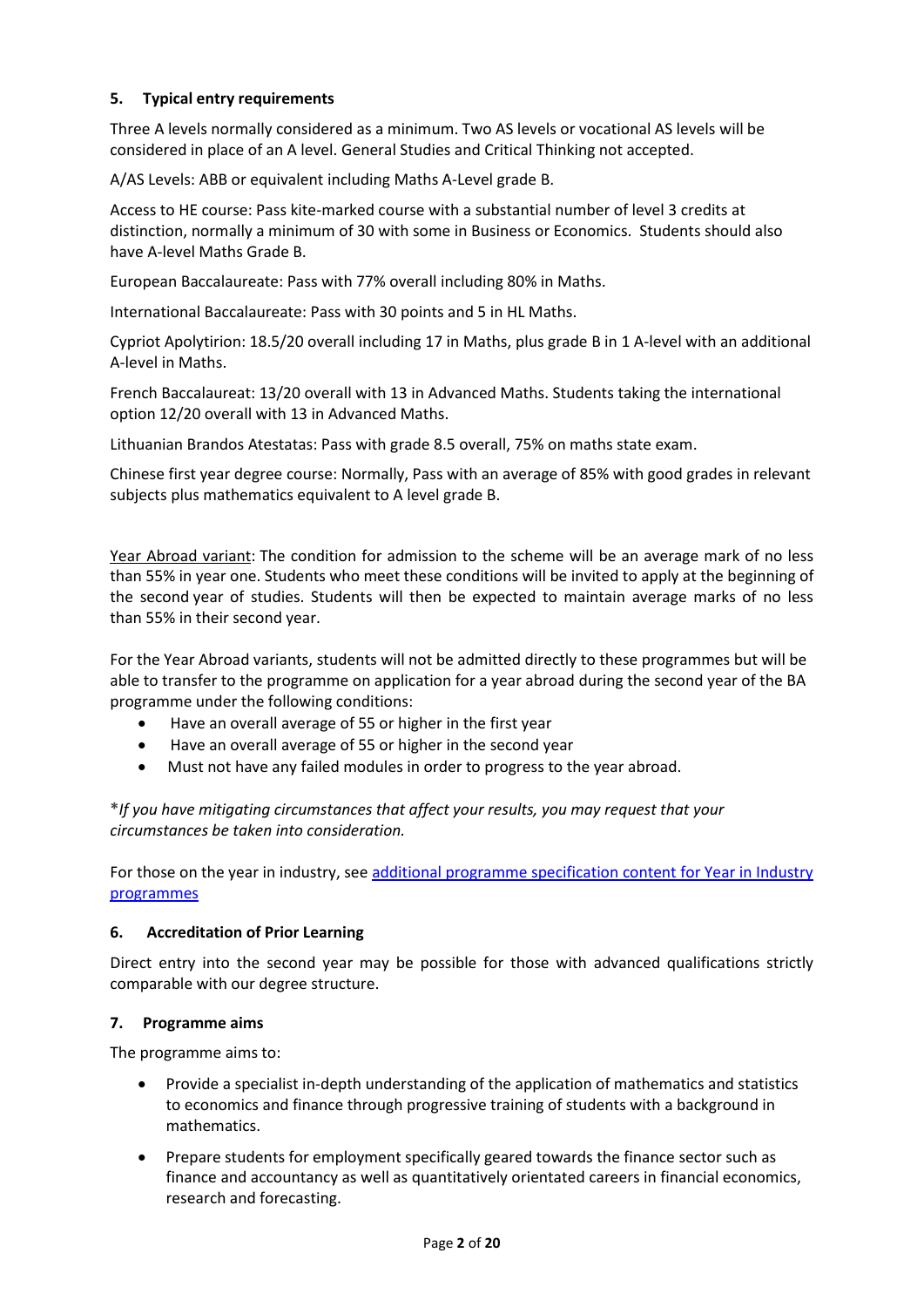## 5. Typical entry requirements

Three A levels normally considered as a minimum. Two AS levels or vocational AS levels will be considered in place of an A level. General Studies and Critical Thinking not accepted.

A/AS Levels: ABB or equivalent including Maths A-Level grade B.

Access to HE course: Pass kite-marked course with a substantial number of level 3 credits at distinction, normally a minimum of 30 with some in Business or Economics. Students should also have A-level Maths Grade B.

European Baccalaureate: Pass with 77% overall including 80% in Maths.

International Baccalaureate: Pass with 30 points and 5 in HL Maths.

Cypriot Apolytirion: 18.5/20 overall including 17 in Maths, plus grade B in 1 A-level with an additional A-level in Maths.

French Baccalaureat: 13/20 overall with 13 in Advanced Maths. Students taking the international option 12/20 overall with 13 in Advanced Maths.

Lithuanian Brandos Atestatas: Pass with grade 8.5 overall, 75% on maths state exam.

Chinese first year degree course: Normally, Pass with an average of 85% with good grades in relevant subjects plus mathematics equivalent to A level grade B.

Year Abroad variant: The condition for admission to the scheme will be an average mark of no less than 55% in year one. Students who meet these conditions will be invited to apply at the beginning of the second year of studies. Students will then be expected to maintain average marks of no less than 55% in their second year.

For the Year Abroad variants, students will not be admitted directly to these programmes but will be able to transfer to the programme on application for a year abroad during the second year of the BA programme under the following conditions:

- Have an overall average of 55 or higher in the first year
- Have an overall average of 55 or higher in the second year
- Must not have any failed modules in order to progress to the year abroad.

*If you have mitigating circumstances that affect your results, you may request that your circumstances be taken into consideration.*

For those on the year in industry, see [additional programme specification content for Year in Industry programmes]

## 6. Accreditation of Prior Learning

Direct entry into the second year may be possible for those with advanced qualifications strictly comparable with our degree structure.

## 7. Programme aims

The programme aims to:

- Provide a specialist in-depth understanding of the application of mathematics and statistics to economics and finance through progressive training of students with a background in mathematics.
- Prepare students for employment specifically geared towards the finance sector such as finance and accountancy as well as quantitatively orientated careers in financial economics, research and forecasting.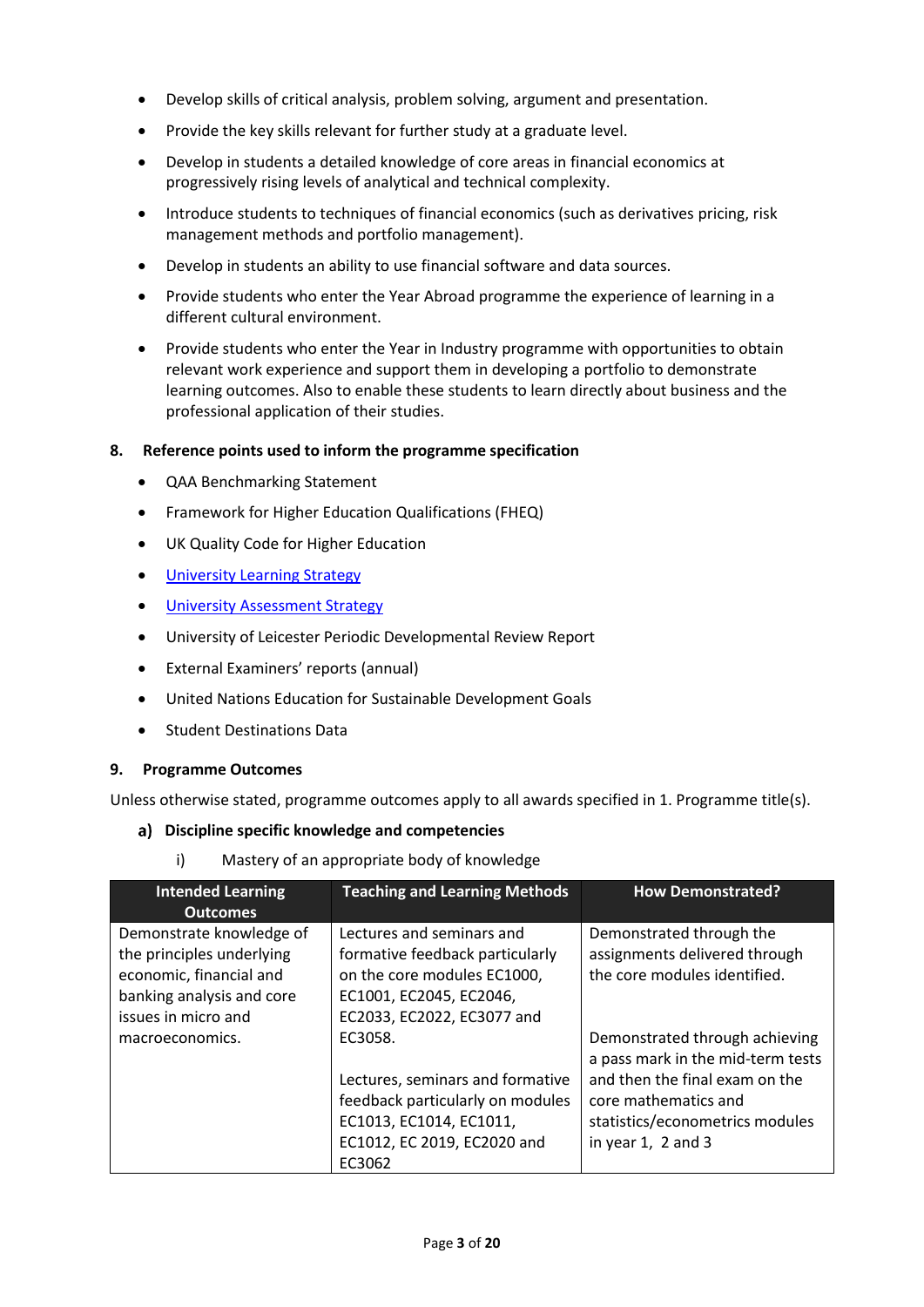- Develop skills of critical analysis, problem solving, argument and presentation.
- Provide the key skills relevant for further study at a graduate level.
- Develop in students a detailed knowledge of core areas in financial economics at progressively rising levels of analytical and technical complexity.
- Introduce students to techniques of financial economics (such as derivatives pricing, risk management methods and portfolio management).
- Develop in students an ability to use financial software and data sources.
- Provide students who enter the Year Abroad programme the experience of learning in a different cultural environment.
- Provide students who enter the Year in Industry programme with opportunities to obtain relevant work experience and support them in developing a portfolio to demonstrate learning outcomes. Also to enable these students to learn directly about business and the professional application of their studies.

## 8. Reference points used to inform the programme specification

- QAA Benchmarking Statement
- Framework for Higher Education Qualifications (FHEQ)
- UK Quality Code for Higher Education
- University Learning Strategy
- University Assessment Strategy
- University of Leicester Periodic Developmental Review Report
- External Examiners' reports (annual)
- United Nations Education for Sustainable Development Goals
- Student Destinations Data

## 9. Programme Outcomes

Unless otherwise stated, programme outcomes apply to all awards specified in 1. Programme title(s).

### a) Discipline specific knowledge and competencies

i) Mastery of an appropriate body of knowledge

| Intended Learning Outcomes | Teaching and Learning Methods | How Demonstrated? |
|---|---|---|
| Demonstrate knowledge of the principles underlying economic, financial and banking analysis and core issues in micro and macroeconomics. | Lectures and seminars and formative feedback particularly on the core modules EC1000, EC1001, EC2045, EC2046, EC2033, EC2022, EC3077 and EC3058.<br><br>Lectures, seminars and formative feedback particularly on modules EC1013, EC1014, EC1011, EC1012, EC 2019, EC2020 and EC3062 | Demonstrated through the assignments delivered through the core modules identified.<br><br>Demonstrated through achieving a pass mark in the mid-term tests and then the final exam on the core mathematics and statistics/econometrics modules in year 1, 2 and 3 |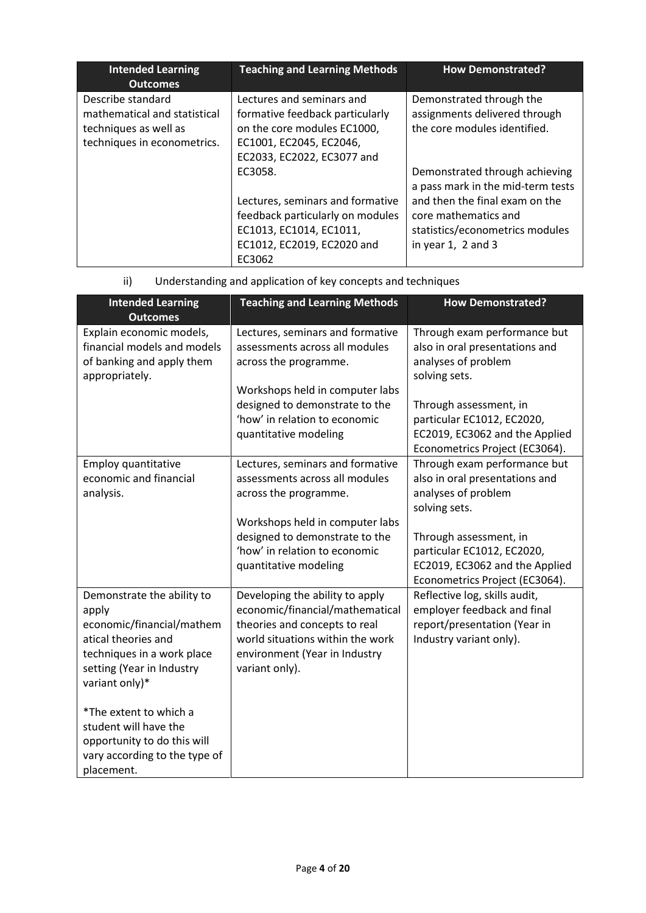| Intended Learning Outcomes | Teaching and Learning Methods | How Demonstrated? |
|---|---|---|
| Describe standard mathematical and statistical techniques as well as techniques in econometrics. | Lectures and seminars and formative feedback particularly on the core modules EC1000, EC1001, EC2045, EC2046, EC2033, EC2022, EC3077 and EC3058.<br><br>Lectures, seminars and formative feedback particularly on modules EC1013, EC1014, EC1011, EC1012, EC2019, EC2020 and EC3062 | Demonstrated through the assignments delivered through the core modules identified.<br><br>Demonstrated through achieving a pass mark in the mid-term tests and then the final exam on the core mathematics and statistics/econometrics modules in year 1, 2 and 3 |

ii) Understanding and application of key concepts and techniques

| Intended Learning Outcomes | Teaching and Learning Methods | How Demonstrated? |
|---|---|---|
| Explain economic models, financial models and models of banking and apply them appropriately. | Lectures, seminars and formative assessments across all modules across the programme.<br><br>Workshops held in computer labs designed to demonstrate to the 'how' in relation to economic quantitative modeling | Through exam performance but also in oral presentations and analyses of problem solving sets.<br><br>Through assessment, in particular EC1012, EC2020, EC2019, EC3062 and the Applied Econometrics Project (EC3064). |
| Employ quantitative economic and financial analysis. | Lectures, seminars and formative assessments across all modules across the programme.<br><br>Workshops held in computer labs designed to demonstrate to the 'how' in relation to economic quantitative modeling | Through exam performance but also in oral presentations and analyses of problem solving sets.<br><br>Through assessment, in particular EC1012, EC2020, EC2019, EC3062 and the Applied Econometrics Project (EC3064). |
| Demonstrate the ability to apply economic/financial/mathematical theories and techniques in a work place setting (Year in Industry variant only)*<br><br>*The extent to which a student will have the opportunity to do this will vary according to the type of placement. | Developing the ability to apply economic/financial/mathematical theories and concepts to real world situations within the work environment (Year in Industry variant only). | Reflective log, skills audit, employer feedback and final report/presentation (Year in Industry variant only). |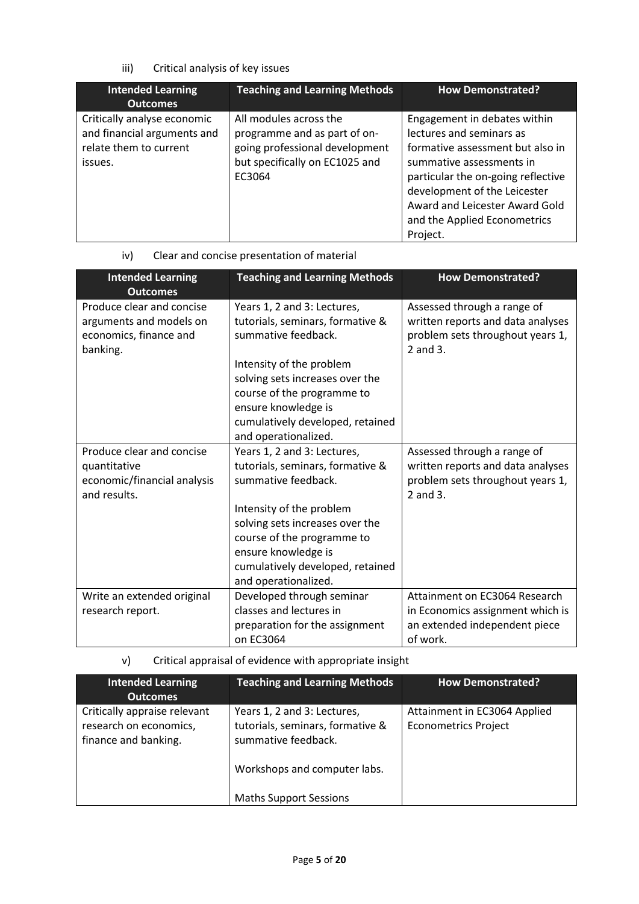iii) Critical analysis of key issues

| Intended Learning Outcomes | Teaching and Learning Methods | How Demonstrated? |
|---|---|---|
| Critically analyse economic and financial arguments and relate them to current issues. | All modules across the programme and as part of on-going professional development but specifically on EC1025 and EC3064 | Engagement in debates within lectures and seminars as formative assessment but also in summative assessments in particular the on-going reflective development of the Leicester Award and Leicester Award Gold and the Applied Econometrics Project. |

iv) Clear and concise presentation of material

| Intended Learning Outcomes | Teaching and Learning Methods | How Demonstrated? |
|---|---|---|
| Produce clear and concise arguments and models on economics, finance and banking. | Years 1, 2 and 3: Lectures, tutorials, seminars, formative & summative feedback.<br><br>Intensity of the problem solving sets increases over the course of the programme to ensure knowledge is cumulatively developed, retained and operationalized. | Assessed through a range of written reports and data analyses problem sets throughout years 1, 2 and 3. |
| Produce clear and concise quantitative economic/financial analysis and results. | Years 1, 2 and 3: Lectures, tutorials, seminars, formative & summative feedback.<br><br>Intensity of the problem solving sets increases over the course of the programme to ensure knowledge is cumulatively developed, retained and operationalized. | Assessed through a range of written reports and data analyses problem sets throughout years 1, 2 and 3. |
| Write an extended original research report. | Developed through seminar classes and lectures in preparation for the assignment on EC3064 | Attainment on EC3064 Research in Economics assignment which is an extended independent piece of work. |

v) Critical appraisal of evidence with appropriate insight

| Intended Learning Outcomes | Teaching and Learning Methods | How Demonstrated? |
|---|---|---|
| Critically appraise relevant research on economics, finance and banking. | Years 1, 2 and 3: Lectures, tutorials, seminars, formative & summative feedback.<br><br>Workshops and computer labs.<br><br>Maths Support Sessions | Attainment in EC3064 Applied Econometrics Project |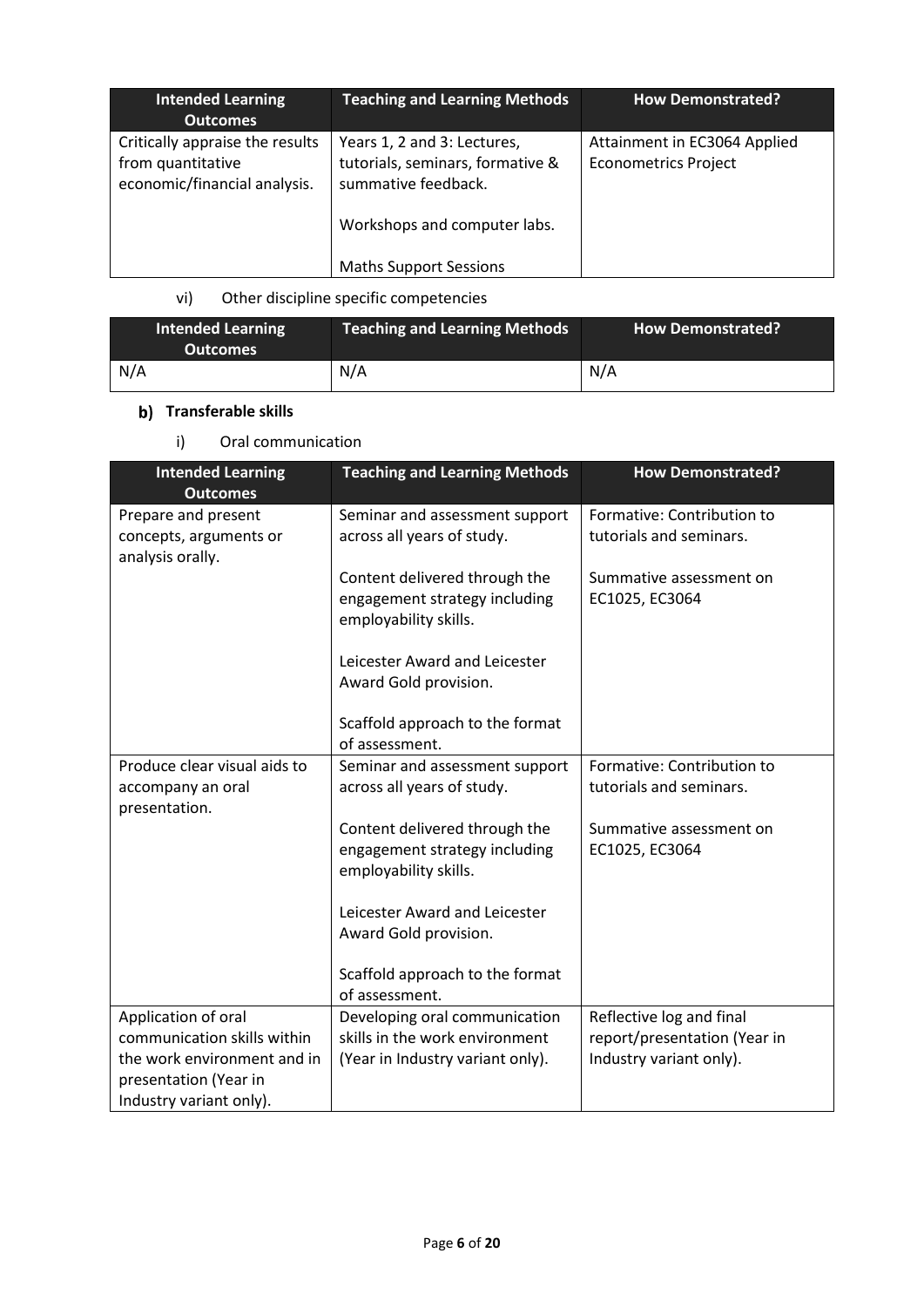| Intended Learning Outcomes | Teaching and Learning Methods | How Demonstrated? |
|---|---|---|
| Critically appraise the results from quantitative economic/financial analysis. | Years 1, 2 and 3: Lectures, tutorials, seminars, formative & summative feedback.<br><br>Workshops and computer labs.<br><br>Maths Support Sessions | Attainment in EC3064 Applied Econometrics Project |

vi) Other discipline specific competencies

| Intended Learning Outcomes | Teaching and Learning Methods | How Demonstrated? |
|---|---|---|
| N/A | N/A | N/A |

### b) Transferable skills

i) Oral communication

| Intended Learning Outcomes | Teaching and Learning Methods | How Demonstrated? |
|---|---|---|
| Prepare and present concepts, arguments or analysis orally. | Seminar and assessment support across all years of study.<br><br>Content delivered through the engagement strategy including employability skills.<br><br>Leicester Award and Leicester Award Gold provision.<br><br>Scaffold approach to the format of assessment. | Formative: Contribution to tutorials and seminars.<br><br>Summative assessment on EC1025, EC3064 |
| Produce clear visual aids to accompany an oral presentation. | Seminar and assessment support across all years of study.<br><br>Content delivered through the engagement strategy including employability skills.<br><br>Leicester Award and Leicester Award Gold provision.<br><br>Scaffold approach to the format of assessment. | Formative: Contribution to tutorials and seminars.<br><br>Summative assessment on EC1025, EC3064 |
| Application of oral communication skills within the work environment and in presentation (Year in Industry variant only). | Developing oral communication skills in the work environment (Year in Industry variant only). | Reflective log and final report/presentation (Year in Industry variant only). |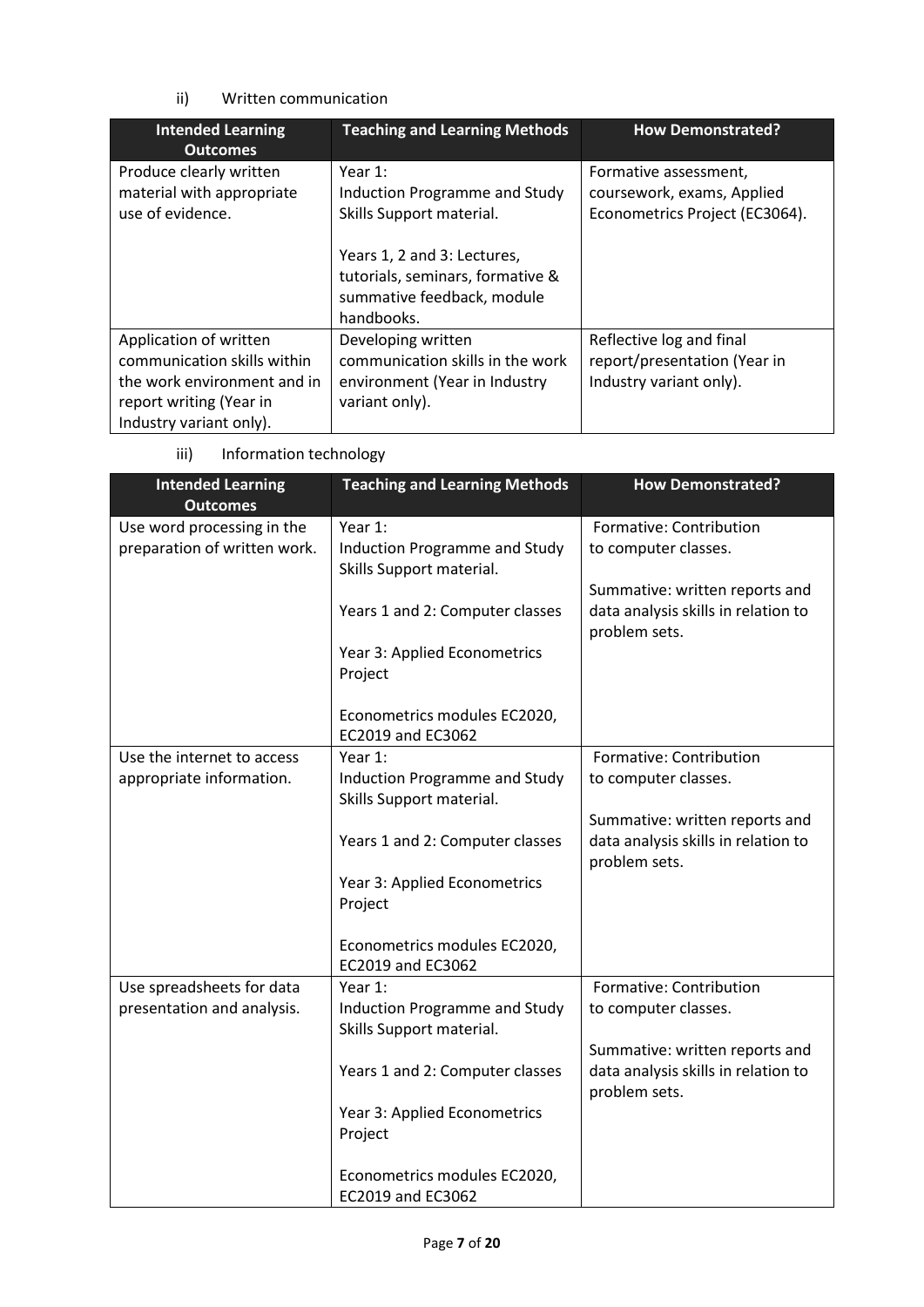ii) Written communication

| Intended Learning Outcomes | Teaching and Learning Methods | How Demonstrated? |
| --- | --- | --- |
| Produce clearly written material with appropriate use of evidence. | Year 1: Induction Programme and Study Skills Support material.<br><br>Years 1, 2 and 3: Lectures, tutorials, seminars, formative & summative feedback, module handbooks. | Formative assessment, coursework, exams, Applied Econometrics Project (EC3064). |
| Application of written communication skills within the work environment and in report writing (Year in Industry variant only). | Developing written communication skills in the work environment (Year in Industry variant only). | Reflective log and final report/presentation (Year in Industry variant only). |

iii) Information technology

| Intended Learning Outcomes | Teaching and Learning Methods | How Demonstrated? |
| --- | --- | --- |
| Use word processing in the preparation of written work. | Year 1: Induction Programme and Study Skills Support material.<br><br>Years 1 and 2: Computer classes<br><br>Year 3: Applied Econometrics Project<br><br>Econometrics modules EC2020, EC2019 and EC3062 | Formative: Contribution to computer classes.<br><br>Summative: written reports and data analysis skills in relation to problem sets. |
| Use the internet to access appropriate information. | Year 1: Induction Programme and Study Skills Support material.<br><br>Years 1 and 2: Computer classes<br><br>Year 3: Applied Econometrics Project<br><br>Econometrics modules EC2020, EC2019 and EC3062 | Formative: Contribution to computer classes.<br><br>Summative: written reports and data analysis skills in relation to problem sets. |
| Use spreadsheets for data presentation and analysis. | Year 1: Induction Programme and Study Skills Support material.<br><br>Years 1 and 2: Computer classes<br><br>Year 3: Applied Econometrics Project<br><br>Econometrics modules EC2020, EC2019 and EC3062 | Formative: Contribution to computer classes.<br><br>Summative: written reports and data analysis skills in relation to problem sets. |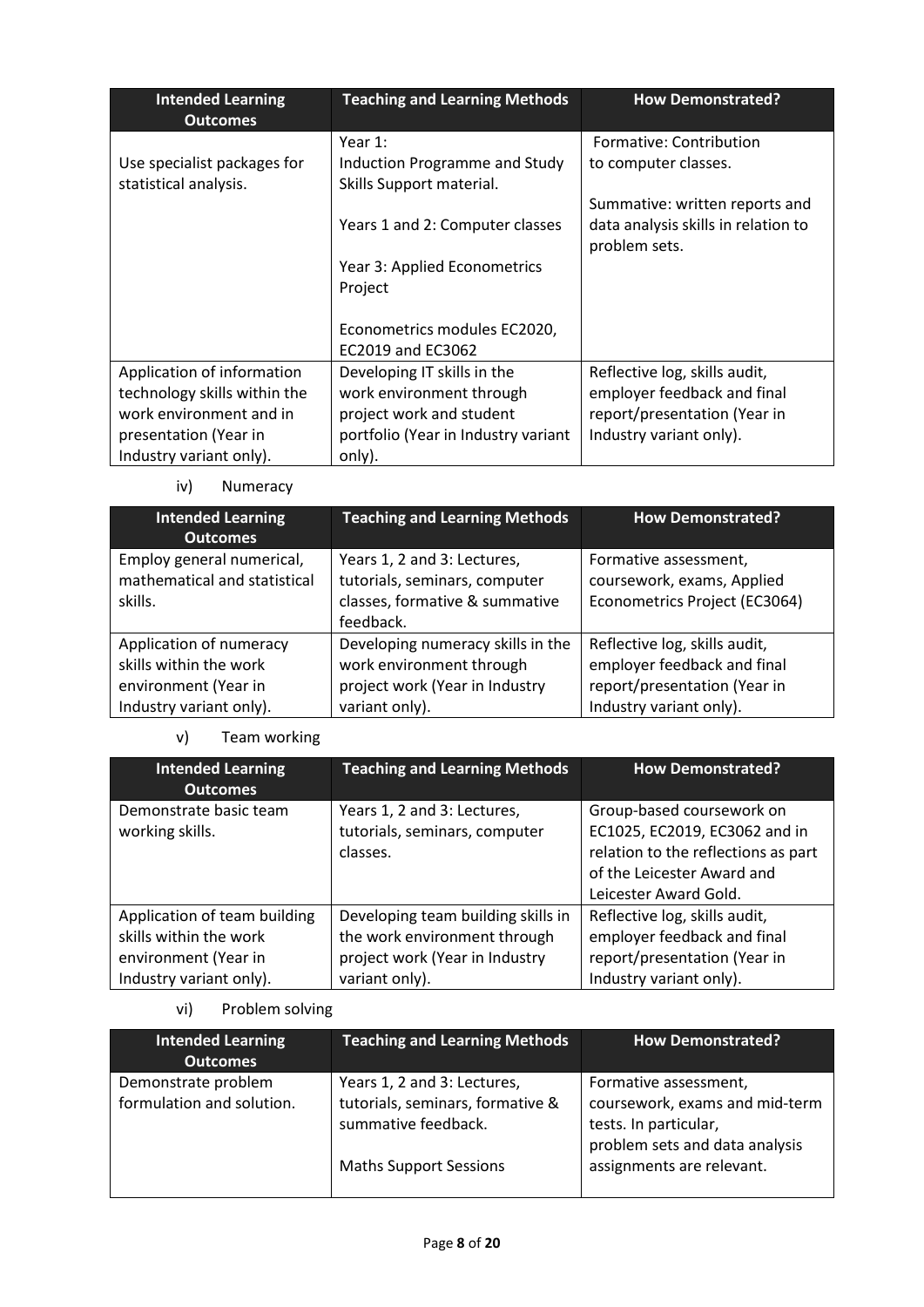| Intended Learning Outcomes | Teaching and Learning Methods | How Demonstrated? |
|---|---|---|
| Use specialist packages for statistical analysis. | Year 1: Induction Programme and Study Skills Support material.<br><br>Years 1 and 2: Computer classes<br><br>Year 3: Applied Econometrics Project<br><br>Econometrics modules EC2020, EC2019 and EC3062 | Formative: Contribution to computer classes.<br><br>Summative: written reports and data analysis skills in relation to problem sets. |
| Application of information technology skills within the work environment and in presentation (Year in Industry variant only). | Developing IT skills in the work environment through project work and student portfolio (Year in Industry variant only). | Reflective log, skills audit, employer feedback and final report/presentation (Year in Industry variant only). |

iv) Numeracy

| Intended Learning Outcomes | Teaching and Learning Methods | How Demonstrated? |
|---|---|---|
| Employ general numerical, mathematical and statistical skills. | Years 1, 2 and 3: Lectures, tutorials, seminars, computer classes, formative & summative feedback. | Formative assessment, coursework, exams, Applied Econometrics Project (EC3064) |
| Application of numeracy skills within the work environment (Year in Industry variant only). | Developing numeracy skills in the work environment through project work (Year in Industry variant only). | Reflective log, skills audit, employer feedback and final report/presentation (Year in Industry variant only). |

v) Team working

| Intended Learning Outcomes | Teaching and Learning Methods | How Demonstrated? |
|---|---|---|
| Demonstrate basic team working skills. | Years 1, 2 and 3: Lectures, tutorials, seminars, computer classes. | Group-based coursework on EC1025, EC2019, EC3062 and in relation to the reflections as part of the Leicester Award and Leicester Award Gold. |
| Application of team building skills within the work environment (Year in Industry variant only). | Developing team building skills in the work environment through project work (Year in Industry variant only). | Reflective log, skills audit, employer feedback and final report/presentation (Year in Industry variant only). |

vi) Problem solving

| Intended Learning Outcomes | Teaching and Learning Methods | How Demonstrated? |
|---|---|---|
| Demonstrate problem formulation and solution. | Years 1, 2 and 3: Lectures, tutorials, seminars, formative & summative feedback.<br><br>Maths Support Sessions | Formative assessment, coursework, exams and mid-term tests. In particular, problem sets and data analysis assignments are relevant. |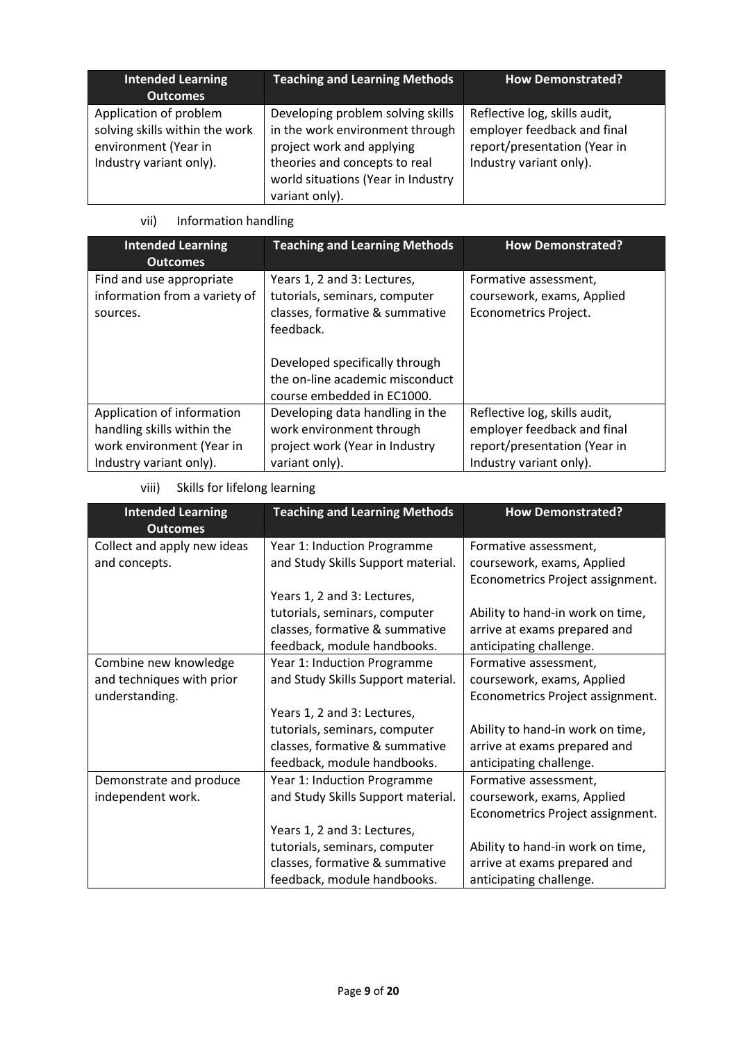| Intended Learning Outcomes | Teaching and Learning Methods | How Demonstrated? |
|---|---|---|
| Application of problem solving skills within the work environment (Year in Industry variant only). | Developing problem solving skills in the work environment through project work and applying theories and concepts to real world situations (Year in Industry variant only). | Reflective log, skills audit, employer feedback and final report/presentation (Year in Industry variant only). |

vii) Information handling

| Intended Learning Outcomes | Teaching and Learning Methods | How Demonstrated? |
|---|---|---|
| Find and use appropriate information from a variety of sources. | Years 1, 2 and 3: Lectures, tutorials, seminars, computer classes, formative & summative feedback.<br><br>Developed specifically through the on-line academic misconduct course embedded in EC1000. | Formative assessment, coursework, exams, Applied Econometrics Project. |
| Application of information handling skills within the work environment (Year in Industry variant only). | Developing data handling in the work environment through project work (Year in Industry variant only). | Reflective log, skills audit, employer feedback and final report/presentation (Year in Industry variant only). |

viii) Skills for lifelong learning

| Intended Learning Outcomes | Teaching and Learning Methods | How Demonstrated? |
|---|---|---|
| Collect and apply new ideas and concepts. | Year 1: Induction Programme and Study Skills Support material.<br><br>Years 1, 2 and 3: Lectures, tutorials, seminars, computer classes, formative & summative feedback, module handbooks. | Formative assessment, coursework, exams, Applied Econometrics Project assignment.<br><br>Ability to hand-in work on time, arrive at exams prepared and anticipating challenge. |
| Combine new knowledge and techniques with prior understanding. | Year 1: Induction Programme and Study Skills Support material.<br><br>Years 1, 2 and 3: Lectures, tutorials, seminars, computer classes, formative & summative feedback, module handbooks. | Formative assessment, coursework, exams, Applied Econometrics Project assignment.<br><br>Ability to hand-in work on time, arrive at exams prepared and anticipating challenge. |
| Demonstrate and produce independent work. | Year 1: Induction Programme and Study Skills Support material.<br><br>Years 1, 2 and 3: Lectures, tutorials, seminars, computer classes, formative & summative feedback, module handbooks. | Formative assessment, coursework, exams, Applied Econometrics Project assignment.<br><br>Ability to hand-in work on time, arrive at exams prepared and anticipating challenge. |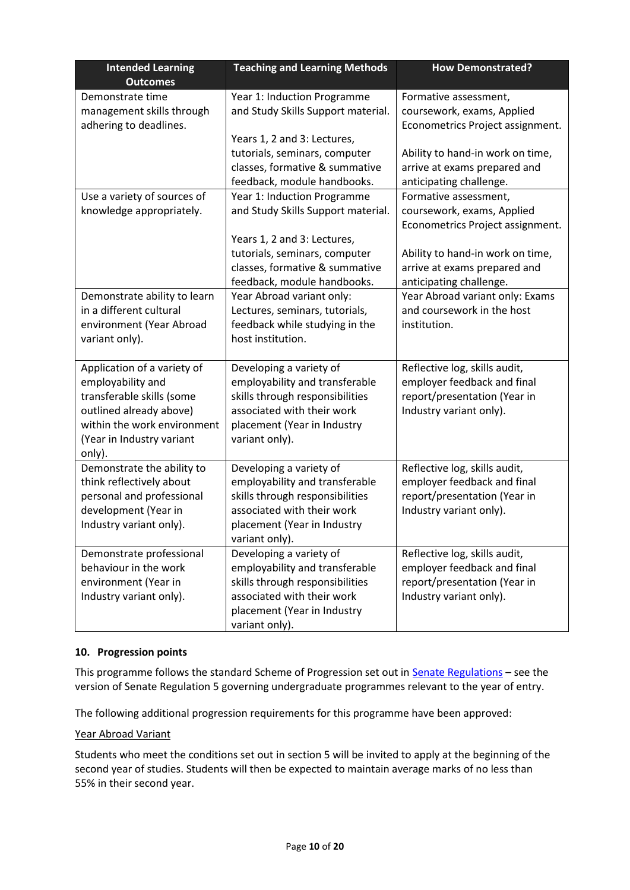| Intended Learning Outcomes | Teaching and Learning Methods | How Demonstrated? |
|---|---|---|
| Demonstrate time management skills through adhering to deadlines. | Year 1: Induction Programme and Study Skills Support material.<br><br>Years 1, 2 and 3: Lectures, tutorials, seminars, computer classes, formative & summative feedback, module handbooks. | Formative assessment, coursework, exams, Applied Econometrics Project assignment.<br><br>Ability to hand-in work on time, arrive at exams prepared and anticipating challenge. |
| Use a variety of sources of knowledge appropriately. | Year 1: Induction Programme and Study Skills Support material.<br><br>Years 1, 2 and 3: Lectures, tutorials, seminars, computer classes, formative & summative feedback, module handbooks. | Formative assessment, coursework, exams, Applied Econometrics Project assignment.<br><br>Ability to hand-in work on time, arrive at exams prepared and anticipating challenge. |
| Demonstrate ability to learn in a different cultural environment (Year Abroad variant only). | Year Abroad variant only: Lectures, seminars, tutorials, feedback while studying in the host institution. | Year Abroad variant only: Exams and coursework in the host institution. |
| Application of a variety of employability and transferable skills (some outlined already above) within the work environment (Year in Industry variant only). | Developing a variety of employability and transferable skills through responsibilities associated with their work placement (Year in Industry variant only). | Reflective log, skills audit, employer feedback and final report/presentation (Year in Industry variant only). |
| Demonstrate the ability to think reflectively about personal and professional development (Year in Industry variant only). | Developing a variety of employability and transferable skills through responsibilities associated with their work placement (Year in Industry variant only). | Reflective log, skills audit, employer feedback and final report/presentation (Year in Industry variant only). |
| Demonstrate professional behaviour in the work environment (Year in Industry variant only). | Developing a variety of employability and transferable skills through responsibilities associated with their work placement (Year in Industry variant only). | Reflective log, skills audit, employer feedback and final report/presentation (Year in Industry variant only). |

### 10. Progression points

This programme follows the standard Scheme of Progression set out in Senate Regulations – see the version of Senate Regulation 5 governing undergraduate programmes relevant to the year of entry.

The following additional progression requirements for this programme have been approved:

Year Abroad Variant

Students who meet the conditions set out in section 5 will be invited to apply at the beginning of the second year of studies. Students will then be expected to maintain average marks of no less than 55% in their second year.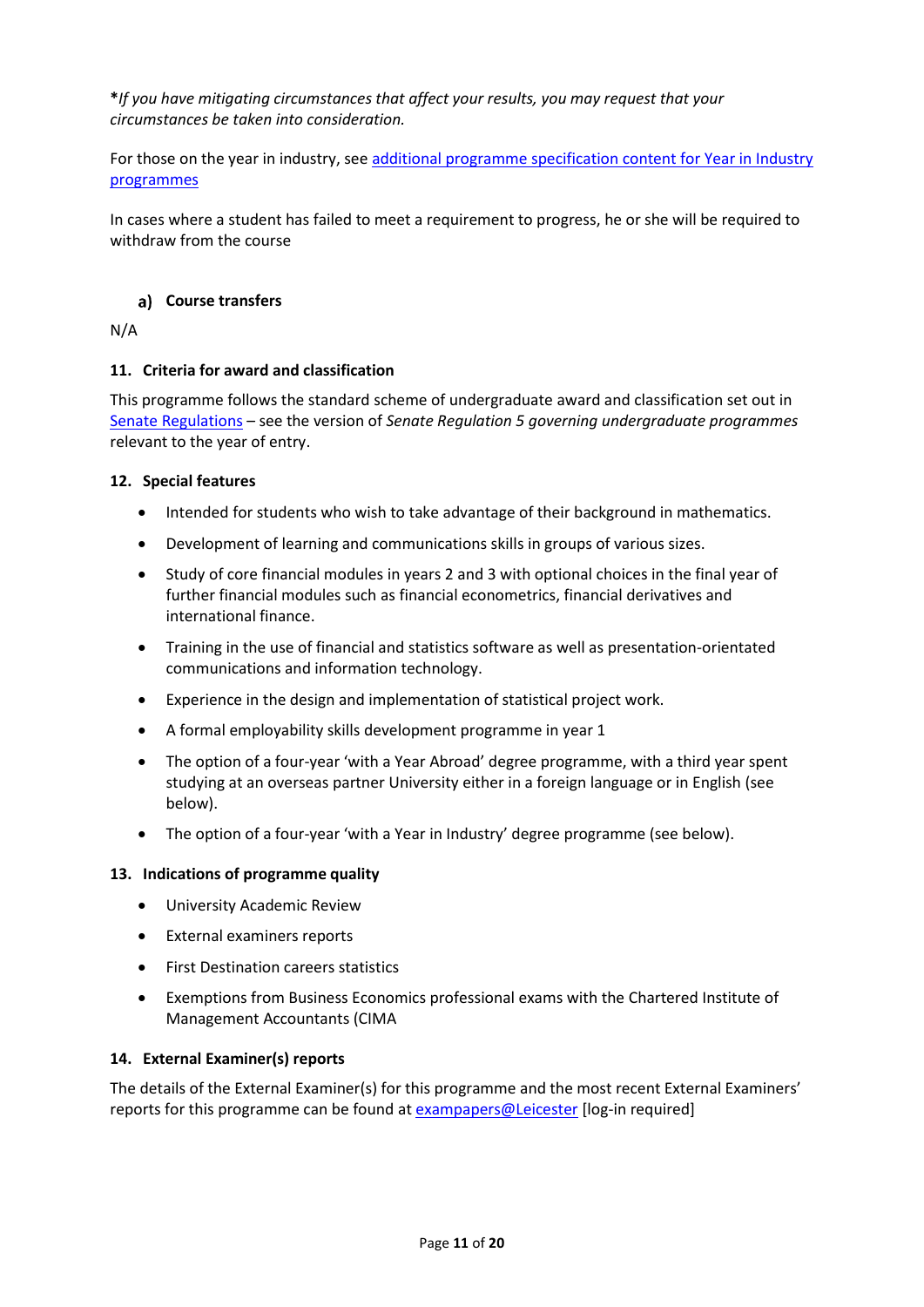**\****If you have mitigating circumstances that affect your results, you may request that your circumstances be taken into consideration.*

For those on the year in industry, see [additional programme specification content for Year in Industry programmes]

In cases where a student has failed to meet a requirement to progress, he or she will be required to withdraw from the course

#### a) Course transfers

N/A

### 11. Criteria for award and classification

This programme follows the standard scheme of undergraduate award and classification set out in [Senate Regulations] – see the version of *Senate Regulation 5 governing undergraduate programmes* relevant to the year of entry.

### 12. Special features

- Intended for students who wish to take advantage of their background in mathematics.
- Development of learning and communications skills in groups of various sizes.
- Study of core financial modules in years 2 and 3 with optional choices in the final year of further financial modules such as financial econometrics, financial derivatives and international finance.
- Training in the use of financial and statistics software as well as presentation-orientated communications and information technology.
- Experience in the design and implementation of statistical project work.
- A formal employability skills development programme in year 1
- The option of a four-year 'with a Year Abroad' degree programme, with a third year spent studying at an overseas partner University either in a foreign language or in English (see below).
- The option of a four-year 'with a Year in Industry' degree programme (see below).

### 13. Indications of programme quality

- University Academic Review
- External examiners reports
- First Destination careers statistics
- Exemptions from Business Economics professional exams with the Chartered Institute of Management Accountants (CIMA

### 14. External Examiner(s) reports

The details of the External Examiner(s) for this programme and the most recent External Examiners' reports for this programme can be found at [exampapers@Leicester] [log-in required]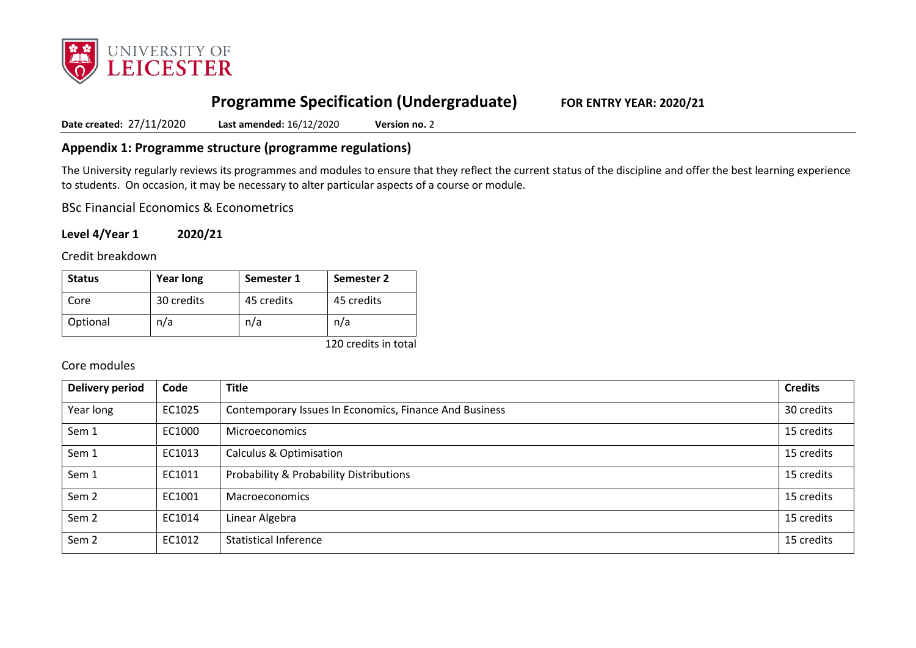## Programme Specification (Undergraduate) FOR ENTRY YEAR: 2020/21

**Date created:** 27/11/2020 **Last amended:** 16/12/2020 **Version no.** 2

## Appendix 1: Programme structure (programme regulations)

The University regularly reviews its programmes and modules to ensure that they reflect the current status of the discipline and offer the best learning experience to students. On occasion, it may be necessary to alter particular aspects of a course or module.

BSc Financial Economics & Econometrics

**Level 4/Year 1 2020/21**

Credit breakdown

| Status | Year long | Semester 1 | Semester 2 |
|---|---|---|---|
| Core | 30 credits | 45 credits | 45 credits |
| Optional | n/a | n/a | n/a |

120 credits in total

Core modules

| Delivery period | Code | Title | Credits |
|---|---|---|---|
| Year long | EC1025 | Contemporary Issues In Economics, Finance And Business | 30 credits |
| Sem 1 | EC1000 | Microeconomics | 15 credits |
| Sem 1 | EC1013 | Calculus & Optimisation | 15 credits |
| Sem 1 | EC1011 | Probability & Probability Distributions | 15 credits |
| Sem 2 | EC1001 | Macroeconomics | 15 credits |
| Sem 2 | EC1014 | Linear Algebra | 15 credits |
| Sem 2 | EC1012 | Statistical Inference | 15 credits |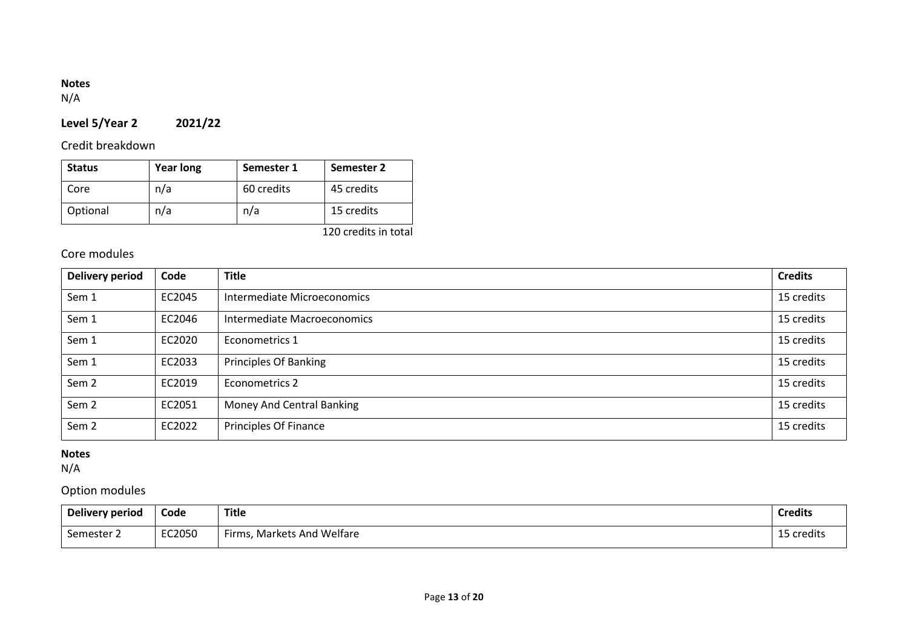**Notes**

N/A

## Level 5/Year 2 2021/22

### Credit breakdown

| Status | Year long | Semester 1 | Semester 2 |
|---|---|---|---|
| Core | n/a | 60 credits | 45 credits |
| Optional | n/a | n/a | 15 credits |

120 credits in total

### Core modules

| Delivery period | Code | Title | Credits |
|---|---|---|---|
| Sem 1 | EC2045 | Intermediate Microeconomics | 15 credits |
| Sem 1 | EC2046 | Intermediate Macroeconomics | 15 credits |
| Sem 1 | EC2020 | Econometrics 1 | 15 credits |
| Sem 1 | EC2033 | Principles Of Banking | 15 credits |
| Sem 2 | EC2019 | Econometrics 2 | 15 credits |
| Sem 2 | EC2051 | Money And Central Banking | 15 credits |
| Sem 2 | EC2022 | Principles Of Finance | 15 credits |

**Notes**

N/A

### Option modules

| Delivery period | Code | Title | Credits |
|---|---|---|---|
| Semester 2 | EC2050 | Firms, Markets And Welfare | 15 credits |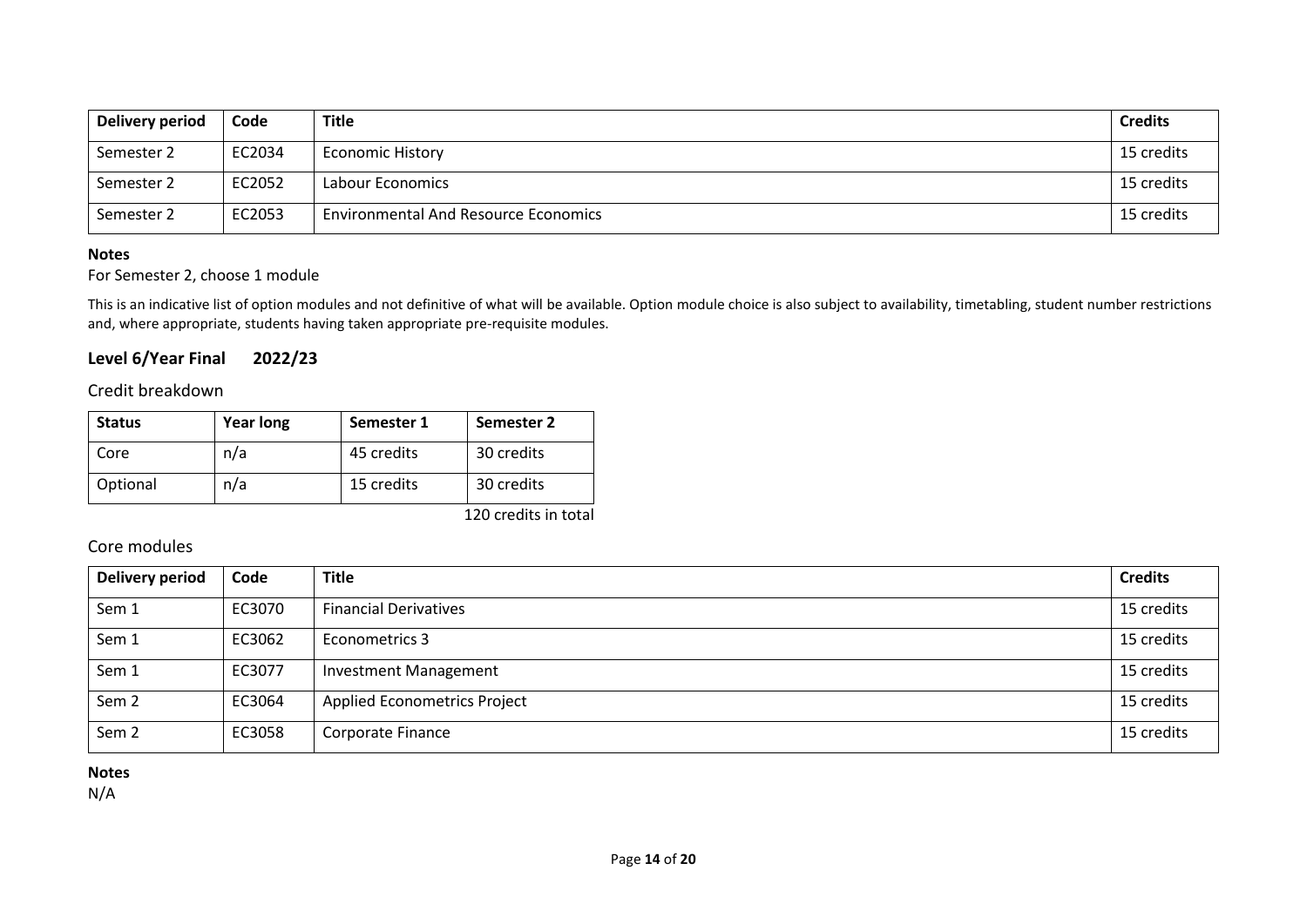| Delivery period | Code | Title | Credits |
|---|---|---|---|
| Semester 2 | EC2034 | Economic History | 15 credits |
| Semester 2 | EC2052 | Labour Economics | 15 credits |
| Semester 2 | EC2053 | Environmental And Resource Economics | 15 credits |

**Notes**

For Semester 2, choose 1 module

This is an indicative list of option modules and not definitive of what will be available. Option module choice is also subject to availability, timetabling, student number restrictions and, where appropriate, students having taken appropriate pre-requisite modules.

### Level 6/Year Final 2022/23

#### Credit breakdown

| Status | Year long | Semester 1 | Semester 2 |
|---|---|---|---|
| Core | n/a | 45 credits | 30 credits |
| Optional | n/a | 15 credits | 30 credits |

120 credits in total

#### Core modules

| Delivery period | Code | Title | Credits |
|---|---|---|---|
| Sem 1 | EC3070 | Financial Derivatives | 15 credits |
| Sem 1 | EC3062 | Econometrics 3 | 15 credits |
| Sem 1 | EC3077 | Investment Management | 15 credits |
| Sem 2 | EC3064 | Applied Econometrics Project | 15 credits |
| Sem 2 | EC3058 | Corporate Finance | 15 credits |

**Notes**

N/A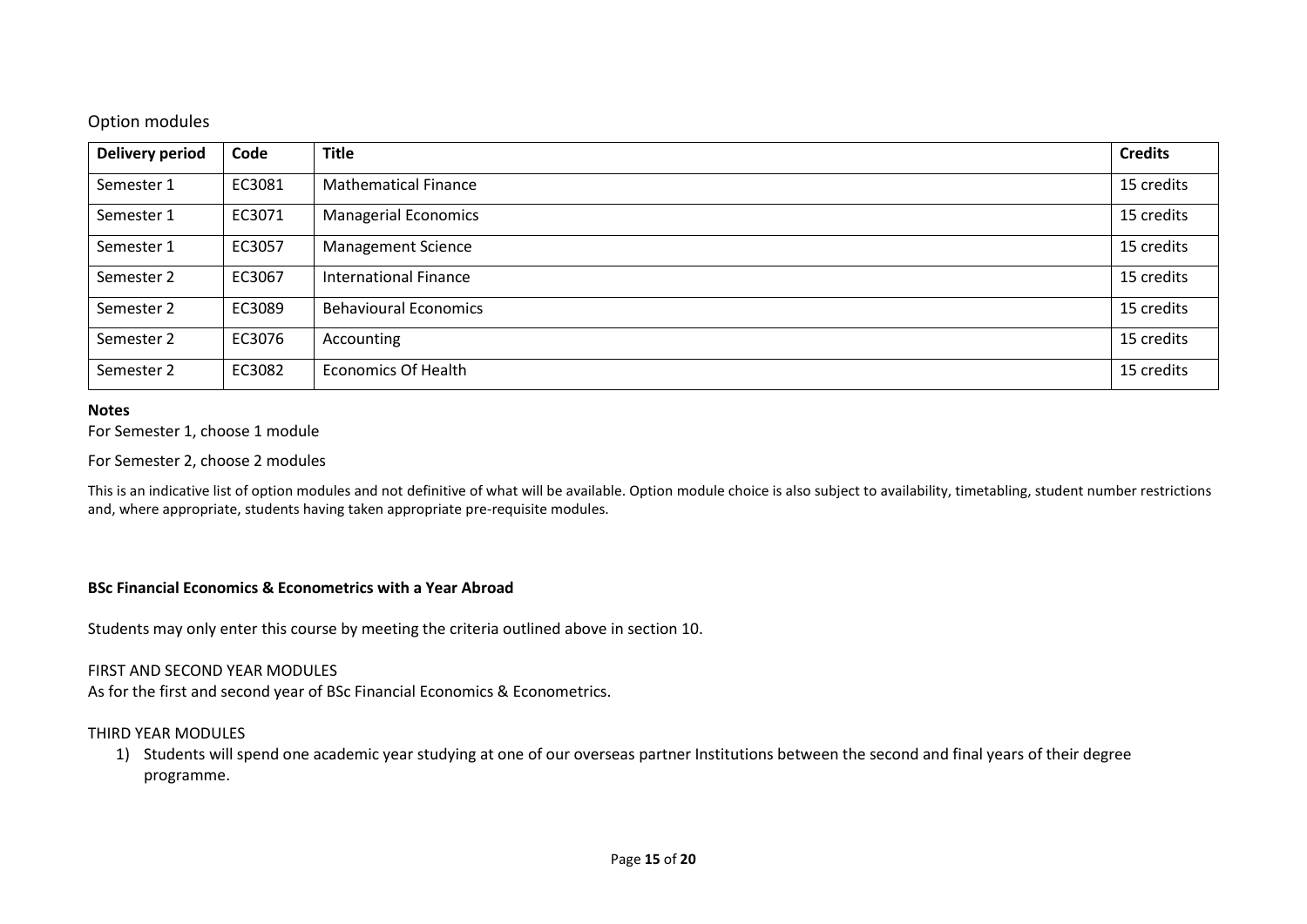### Option modules

| Delivery period | Code | Title | Credits |
| --- | --- | --- | --- |
| Semester 1 | EC3081 | Mathematical Finance | 15 credits |
| Semester 1 | EC3071 | Managerial Economics | 15 credits |
| Semester 1 | EC3057 | Management Science | 15 credits |
| Semester 2 | EC3067 | International Finance | 15 credits |
| Semester 2 | EC3089 | Behavioural Economics | 15 credits |
| Semester 2 | EC3076 | Accounting | 15 credits |
| Semester 2 | EC3082 | Economics Of Health | 15 credits |

**Notes**

For Semester 1, choose 1 module

For Semester 2, choose 2 modules

This is an indicative list of option modules and not definitive of what will be available. Option module choice is also subject to availability, timetabling, student number restrictions and, where appropriate, students having taken appropriate pre-requisite modules.

**BSc Financial Economics & Econometrics with a Year Abroad**

Students may only enter this course by meeting the criteria outlined above in section 10.

FIRST AND SECOND YEAR MODULES

As for the first and second year of BSc Financial Economics & Econometrics.

THIRD YEAR MODULES

1) Students will spend one academic year studying at one of our overseas partner Institutions between the second and final years of their degree programme.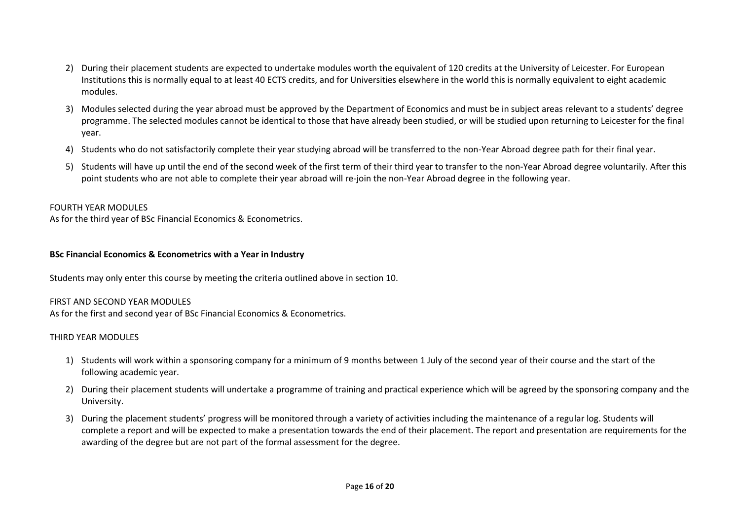2) During their placement students are expected to undertake modules worth the equivalent of 120 credits at the University of Leicester. For European Institutions this is normally equal to at least 40 ECTS credits, and for Universities elsewhere in the world this is normally equivalent to eight academic modules.

3) Modules selected during the year abroad must be approved by the Department of Economics and must be in subject areas relevant to a students' degree programme. The selected modules cannot be identical to those that have already been studied, or will be studied upon returning to Leicester for the final year.

4) Students who do not satisfactorily complete their year studying abroad will be transferred to the non-Year Abroad degree path for their final year.

5) Students will have up until the end of the second week of the first term of their third year to transfer to the non-Year Abroad degree voluntarily. After this point students who are not able to complete their year abroad will re-join the non-Year Abroad degree in the following year.

FOURTH YEAR MODULES
As for the third year of BSc Financial Economics & Econometrics.

**BSc Financial Economics & Econometrics with a Year in Industry**

Students may only enter this course by meeting the criteria outlined above in section 10.

FIRST AND SECOND YEAR MODULES
As for the first and second year of BSc Financial Economics & Econometrics.

THIRD YEAR MODULES

1) Students will work within a sponsoring company for a minimum of 9 months between 1 July of the second year of their course and the start of the following academic year.

2) During their placement students will undertake a programme of training and practical experience which will be agreed by the sponsoring company and the University.

3) During the placement students' progress will be monitored through a variety of activities including the maintenance of a regular log. Students will complete a report and will be expected to make a presentation towards the end of their placement. The report and presentation are requirements for the awarding of the degree but are not part of the formal assessment for the degree.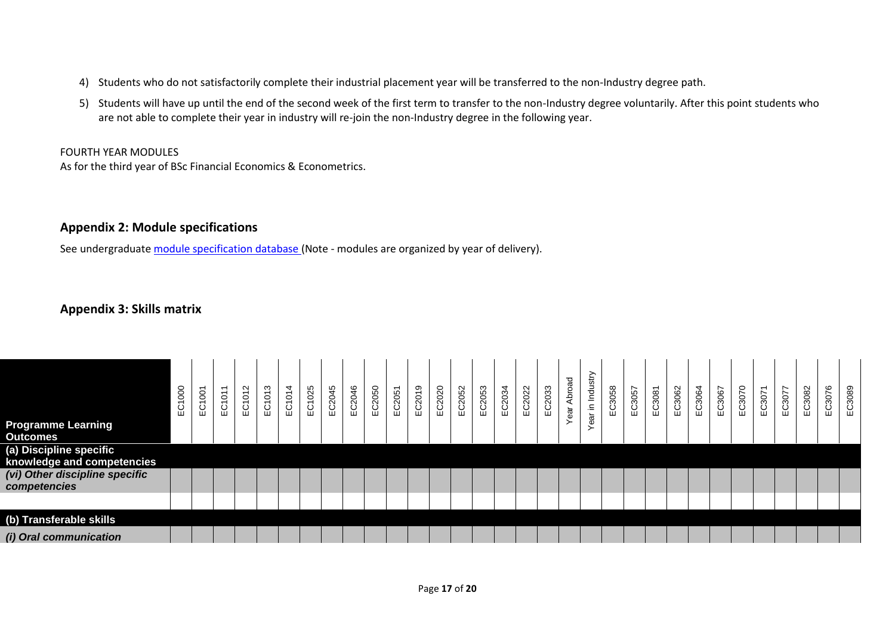4) Students who do not satisfactorily complete their industrial placement year will be transferred to the non-Industry degree path.
5) Students will have up until the end of the second week of the first term to transfer to the non-Industry degree voluntarily. After this point students who are not able to complete their year in industry will re-join the non-Industry degree in the following year.

FOURTH YEAR MODULES
As for the third year of BSc Financial Economics & Econometrics.

## Appendix 2: Module specifications

See undergraduate [module specification database](module specification database) (Note - modules are organized by year of delivery).

## Appendix 3: Skills matrix

| Programme Learning Outcomes | EC1000 | EC1001 | EC1011 | EC1012 | EC1013 | EC1014 | EC1025 | EC2045 | EC2046 | EC2050 | EC2051 | EC2019 | EC2020 | EC2052 | EC2053 | EC2034 | EC2022 | EC2033 | Year Abroad | Year in Industry | EC3058 | EC3057 | EC3081 | EC3062 | EC3064 | EC3067 | EC3070 | EC3071 | EC3077 | EC3082 | EC3076 | EC3089 |
|---|---|---|---|---|---|---|---|---|---|---|---|---|---|---|---|---|---|---|---|---|---|---|---|---|---|---|---|---|---|---|---|---|
| **(a) Discipline specific knowledge and competencies** | | | | | | | | | | | | | | | | | | | | | | | | | | | | | | | | |
| ***(vi) Other discipline specific competencies*** | | | | | | | | | | | | | | | | | | | | | | | | | | | | | | | | |
| | | | | | | | | | | | | | | | | | | | | | | | | | | | | | | | | |
| **(b) Transferable skills** | | | | | | | | | | | | | | | | | | | | | | | | | | | | | | | | |
| ***(i) Oral communication*** | | | | | | | | | | | | | | | | | | | | | | | | | | | | | | | | |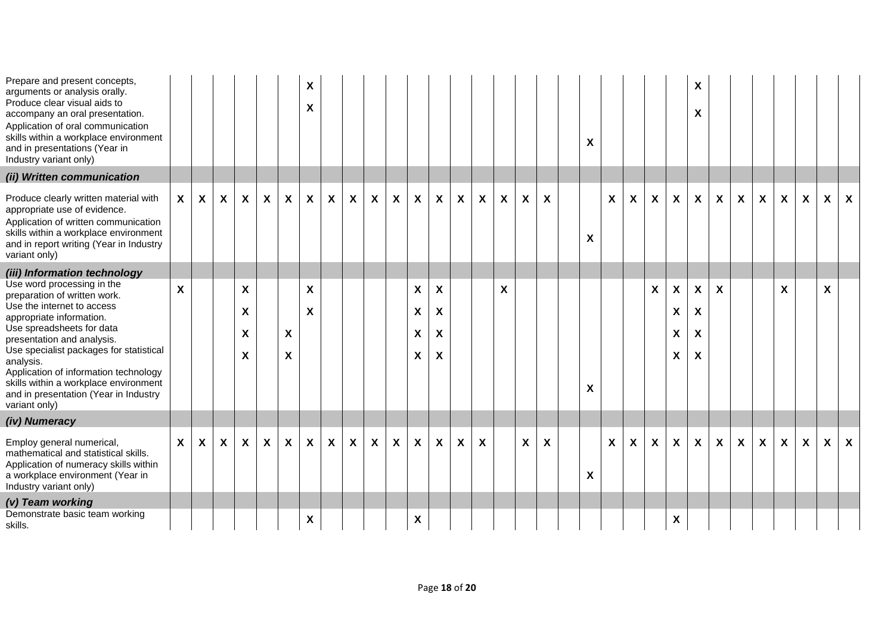| | | | | | | | | | | | | | | | | | | | | | | | | | | | | | | | | |
|---|---|---|---|---|---|---|---|---|---|---|---|---|---|---|---|---|---|---|---|---|---|---|---|---|---|---|---|---|---|---|---|---|
| Prepare and present concepts, arguments or analysis orally. | | | | | | | X | | | | | | | | | | | | | | | | | | X | | | | | | | |
| Produce clear visual aids to accompany an oral presentation. | | | | | | | X | | | | | | | | | | | | | | | | | | X | | | | | | | |
| Application of oral communication skills within a workplace environment and in presentations (Year in Industry variant only) | | | | | | | | | | | | | | | | | | | | X | | | | | | | | | | | | |
| ***(ii) Written communication*** | | | | | | | | | | | | | | | | | | | | | | | | | | | | | | | | |
| Produce clearly written material with appropriate use of evidence. | X | X | X | X | X | X | X | X | X | X | X | X | X | X | X | X | X | X | | | X | X | X | X | X | X | X | X | X | X | X | X |
| Application of written communication skills within a workplace environment and in report writing (Year in Industry variant only) | | | | | | | | | | | | | | | | | | | | X | | | | | | | | | | | | |
| ***(iii) Information technology*** | | | | | | | | | | | | | | | | | | | | | | | | | | | | | | | | |
| Use word processing in the preparation of written work. | X | | | X | | | X | | | | | X | X | | | X | | | | | | | X | X | X | X | | | X | | X | |
| Use the internet to access appropriate information. | | | | X | | | X | | | | | X | X | | | | | | | | | | | X | X | | | | | | | |
| Use spreadsheets for data presentation and analysis. | | | | X | | X | | | | | | X | X | | | | | | | | | | | X | X | | | | | | | |
| Use specialist packages for statistical analysis. | | | | X | | X | | | | | | X | X | | | | | | | | | | | X | X | | | | | | | |
| Application of information technology skills within a workplace environment and in presentation (Year in Industry variant only) | | | | | | | | | | | | | | | | | | | | X | | | | | | | | | | | | |
| ***(iv) Numeracy*** | | | | | | | | | | | | | | | | | | | | | | | | | | | | | | | | |
| Employ general numerical, mathematical and statistical skills. | X | X | X | X | X | X | X | X | X | X | X | X | X | X | X | | X | X | | | X | X | X | X | X | X | X | X | X | X | X | X |
| Application of numeracy skills within a workplace environment (Year in Industry variant only) | | | | | | | | | | | | | | | | | | | | X | | | | | | | | | | | | |
| ***(v) Team working*** | | | | | | | | | | | | | | | | | | | | | | | | | | | | | | | | |
| Demonstrate basic team working skills. | | | | | | | X | | | | | X | | | | | | | | | | | | X | | | | | | | | |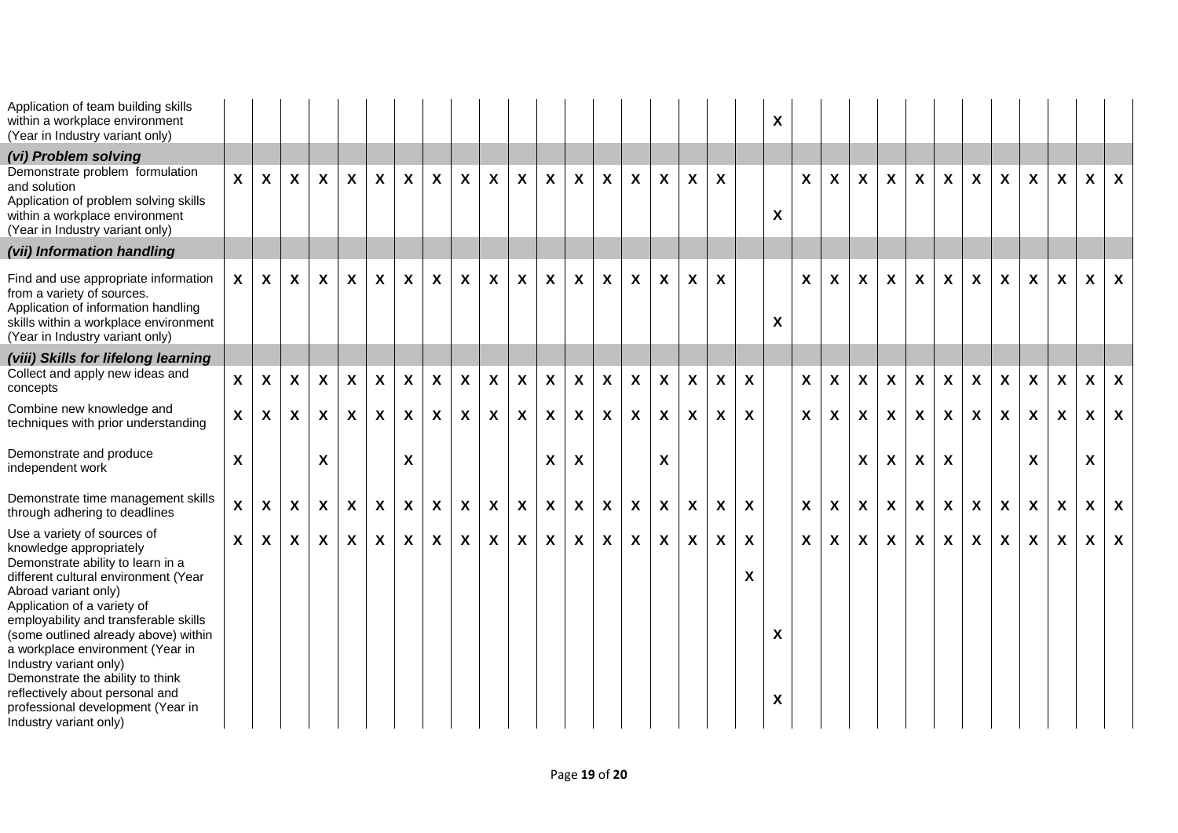| | | | | | | | | | | | | | | | | | | | | | | | | | | | | | | | | |
|---|---|---|---|---|---|---|---|---|---|---|---|---|---|---|---|---|---|---|---|---|---|---|---|---|---|---|---|---|---|---|---|---|
| Application of team building skills within a workplace environment (Year in Industry variant only) | | | | | | | | | | | | | | | | | | | | X | | | | | | | | | | | | |
| ***(vi) Problem solving*** | | | | | | | | | | | | | | | | | | | | | | | | | | | | | | | | |
| Demonstrate problem formulation and solution | X | X | X | X | X | X | X | X | X | X | X | X | X | X | X | X | X | X | | | X | X | X | X | X | X | X | X | X | X | X | X |
| Application of problem solving skills within a workplace environment (Year in Industry variant only) | | | | | | | | | | | | | | | | | | | | X | | | | | | | | | | | | |
| ***(vii) Information handling*** | | | | | | | | | | | | | | | | | | | | | | | | | | | | | | | | |
| Find and use appropriate information from a variety of sources. | X | X | X | X | X | X | X | X | X | X | X | X | X | X | X | X | X | X | | | X | X | X | X | X | X | X | X | X | X | X | X |
| Application of information handling skills within a workplace environment (Year in Industry variant only) | | | | | | | | | | | | | | | | | | | | X | | | | | | | | | | | | |
| ***(viii) Skills for lifelong learning*** | | | | | | | | | | | | | | | | | | | | | | | | | | | | | | | | |
| Collect and apply new ideas and concepts | X | X | X | X | X | X | X | X | X | X | X | X | X | X | X | X | X | X | X | | X | X | X | X | X | X | X | X | X | X | X | X |
| Combine new knowledge and techniques with prior understanding | X | X | X | X | X | X | X | X | X | X | X | X | X | X | X | X | X | X | X | | X | X | X | X | X | X | X | X | X | X | X | X |
| Demonstrate and produce independent work | X | | | X | | | X | | | | | X | X | | | X | | | | | | | X | X | X | X | | | X | | X | |
| Demonstrate time management skills through adhering to deadlines | X | X | X | X | X | X | X | X | X | X | X | X | X | X | X | X | X | X | X | | X | X | X | X | X | X | X | X | X | X | X | X |
| Use a variety of sources of knowledge appropriately | X | X | X | X | X | X | X | X | X | X | X | X | X | X | X | X | X | X | X | | X | X | X | X | X | X | X | X | X | X | X | X |
| Demonstrate ability to learn in a different cultural environment (Year Abroad variant only) | | | | | | | | | | | | | | | | | | | X | | | | | | | | | | | | | |
| Application of a variety of employability and transferable skills (some outlined already above) within a workplace environment (Year in Industry variant only) | | | | | | | | | | | | | | | | | | | | X | | | | | | | | | | | | |
| Demonstrate the ability to think reflectively about personal and professional development (Year in Industry variant only) | | | | | | | | | | | | | | | | | | | | X | | | | | | | | | | | | |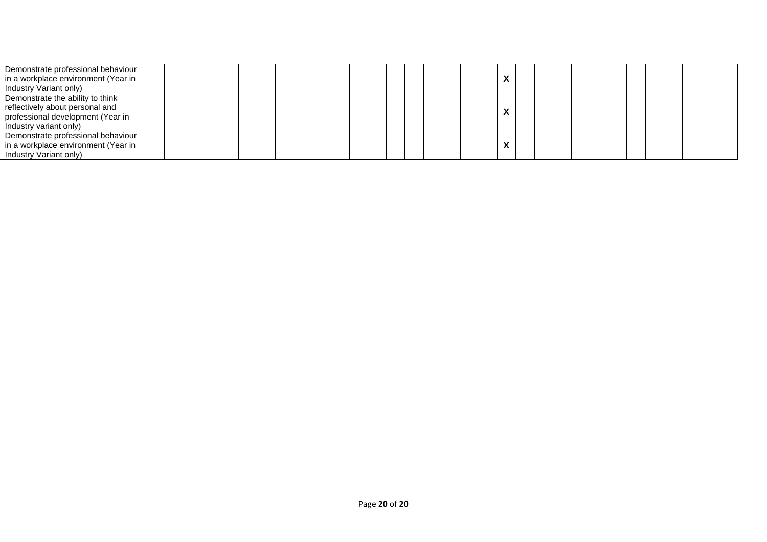| | | | | | | | | | | | | | | | | | | | | | | | | | | | | | | | | |
|---|---|---|---|---|---|---|---|---|---|---|---|---|---|---|---|---|---|---|---|---|---|---|---|---|---|---|---|---|---|---|---|---|
| Demonstrate professional behaviour in a workplace environment (Year in Industry Variant only) | | | | | | | | | | | | | | | | | | | **X** | | | | | | | | | | | | | |
| Demonstrate the ability to think reflectively about personal and professional development (Year in Industry variant only) | | | | | | | | | | | | | | | | | | | **X** | | | | | | | | | | | | | |
| Demonstrate professional behaviour in a workplace environment (Year in Industry Variant only) | | | | | | | | | | | | | | | | | | | **X** | | | | | | | | | | | | | |